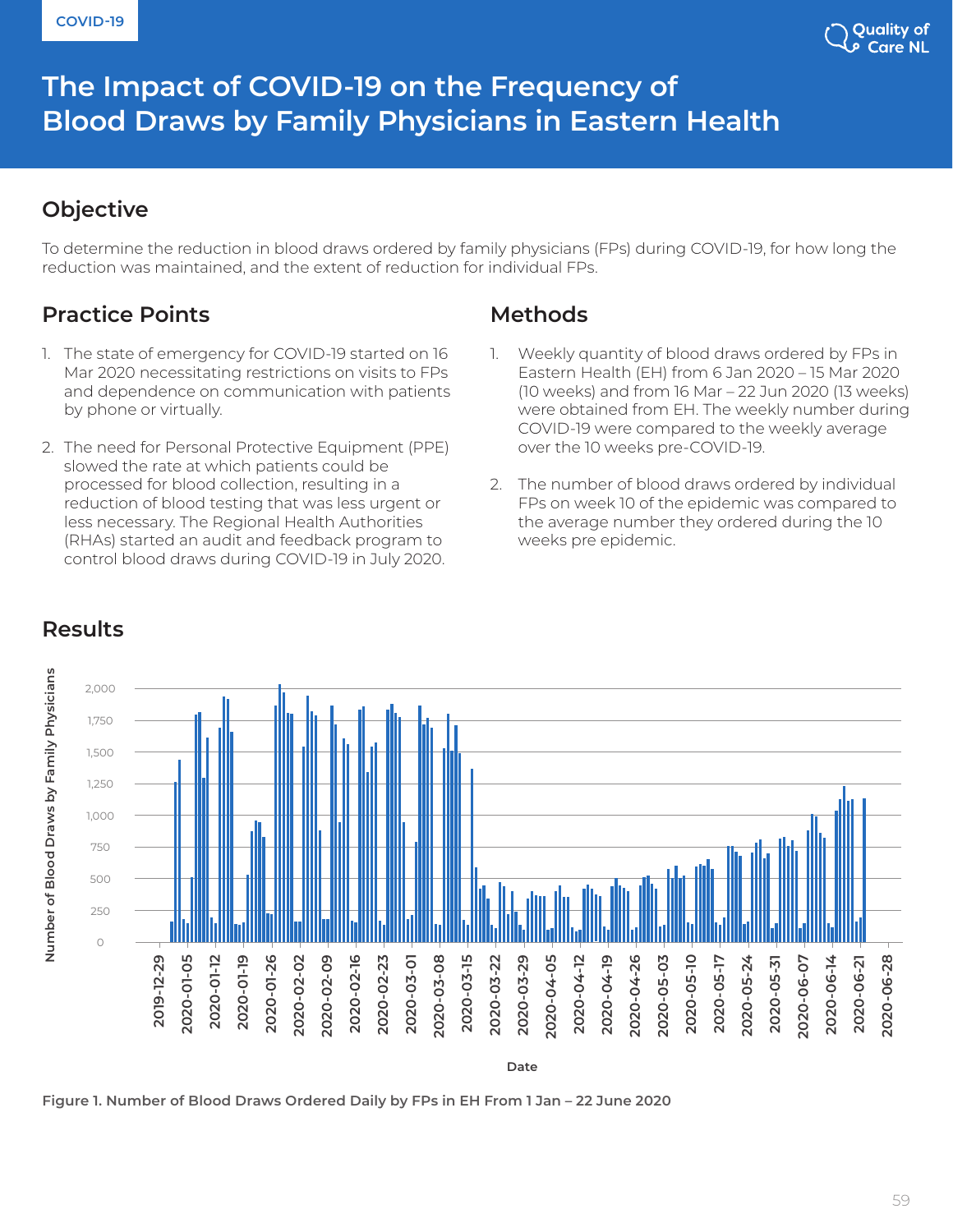COVID-19

# The Impact of COVID-19 on the Frequency of Blood Draws by Family Physicians in Eastern Health

## Objective

To determine the reduction in blood draws ordered by family physicians (FPs) during COVID-19, for how long the reduction was maintained, and the extent of reduction for individual FPs.

## Practice Points

1. The state of emergency for COVID-19 started on 16 Mar 2020 necessitating restrictions on visits to FPs and dependence on communication with patients by phone or virtually.

2. The need for Personal Protective Equipment (PPE) slowed the rate at which patients could be processed for blood collection, resulting in a reduction of blood testing that was less urgent or less necessary. The Regional Health Authorities (RHAs) started an audit and feedback program to control blood draws during COVID-19 in July 2020.

## Methods

1. Weekly quantity of blood draws ordered by FPs in Eastern Health (EH) from 6 Jan 2020 – 15 Mar 2020 (10 weeks) and from 16 Mar – 22 Jun 2020 (13 weeks) were obtained from EH. The weekly number during COVID-19 were compared to the weekly average over the 10 weeks pre-COVID-19.

2. The number of blood draws ordered by individual FPs on week 10 of the epidemic was compared to the average number they ordered during the 10 weeks pre epidemic.

## Results

**Figure 1. Number of Blood Draws Ordered Daily by FPs in EH From 1 Jan – 22 June 2020**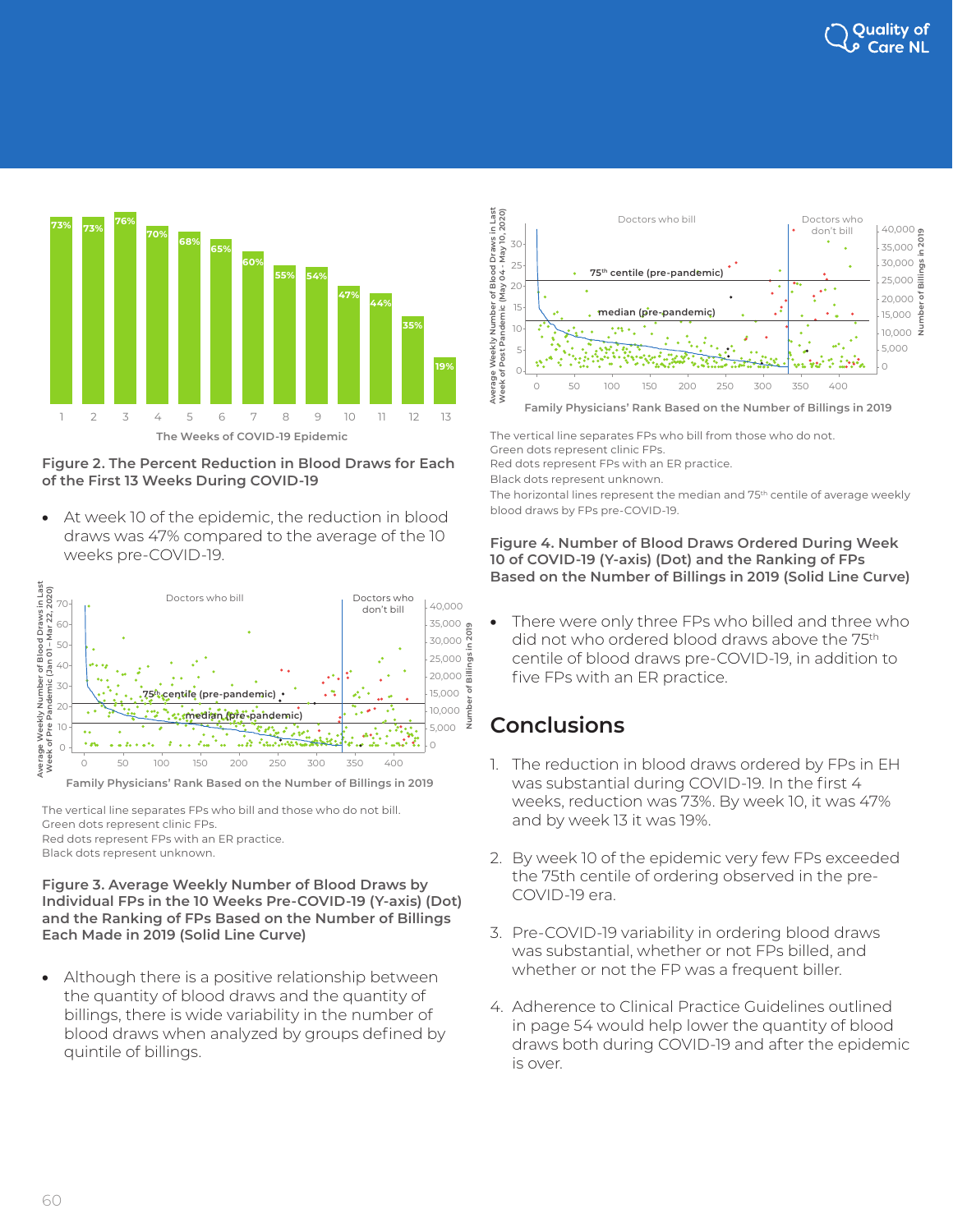73%
73%
76%
70%
68%
65%
60%
55%
54%
47%
44%
35%
19%

1 2 3 4 5 6 7 8 9 10 11 12 13

The Weeks of COVID-19 Epidemic

**Figure 2. The Percent Reduction in Blood Draws for Each of the First 13 Weeks During COVID-19**

- At week 10 of the epidemic, the reduction in blood draws was 47% compared to the average of the 10 weeks pre-COVID-19.

Doctors who bill
Doctors who don't bill
75th centile (pre-pandemic)
median (pre-pandemic)
Average Weekly Number of Blood Draws in Last Week of Pre Pandemic (Jan 01 – Mar 22, 2020)
0 10 20 30 40 50 60 70
0 50 100 150 200 250 300 350 400
Number of Billings in 2019
0 5,000 10,000 15,000 20,000 25,000 30,000 35,000 40,000
Family Physicians' Rank Based on the Number of Billings in 2019

The vertical line separates FPs who bill and those who do not bill.
Green dots represent clinic FPs.
Red dots represent FPs with an ER practice.
Black dots represent unknown.

**Figure 3. Average Weekly Number of Blood Draws by Individual FPs in the 10 Weeks Pre-COVID-19 (Y-axis) (Dot) and the Ranking of FPs Based on the Number of Billings Each Made in 2019 (Solid Line Curve)**

- Although there is a positive relationship between the quantity of blood draws and the quantity of billings, there is wide variability in the number of blood draws when analyzed by groups defined by quintile of billings.

Doctors who bill
Doctors who don't bill
75th centile (pre-pandemic)
median (pre-pandemic)
Average Weekly Number of Blood Draws in Last Week of Post Pandemic (May 04 – May 10, 2020)
0 5 10 15 20 25 30
0 50 100 150 200 250 300 350 400
Number of Billings in 2019
0 5,000 10,000 15,000 20,000 25,000 30,000 35,000 40,000
Family Physicians' Rank Based on the Number of Billings in 2019

The vertical line separates FPs who bill from those who do not.
Green dots represent clinic FPs.
Red dots represent FPs with an ER practice.
Black dots represent unknown.
The horizontal lines represent the median and 75th centile of average weekly blood draws by FPs pre-COVID-19.

**Figure 4. Number of Blood Draws Ordered During Week 10 of COVID-19 (Y-axis) (Dot) and the Ranking of FPs Based on the Number of Billings in 2019 (Solid Line Curve)**

- There were only three FPs who billed and three who did not who ordered blood draws above the 75th centile of blood draws pre-COVID-19, in addition to five FPs with an ER practice.

## Conclusions

1. The reduction in blood draws ordered by FPs in EH was substantial during COVID-19. In the first 4 weeks, reduction was 73%. By week 10, it was 47% and by week 13 it was 19%.

2. By week 10 of the epidemic very few FPs exceeded the 75th centile of ordering observed in the pre-COVID-19 era.

3. Pre-COVID-19 variability in ordering blood draws was substantial, whether or not FPs billed, and whether or not the FP was a frequent biller.

4. Adherence to Clinical Practice Guidelines outlined in page 54 would help lower the quantity of blood draws both during COVID-19 and after the epidemic is over.